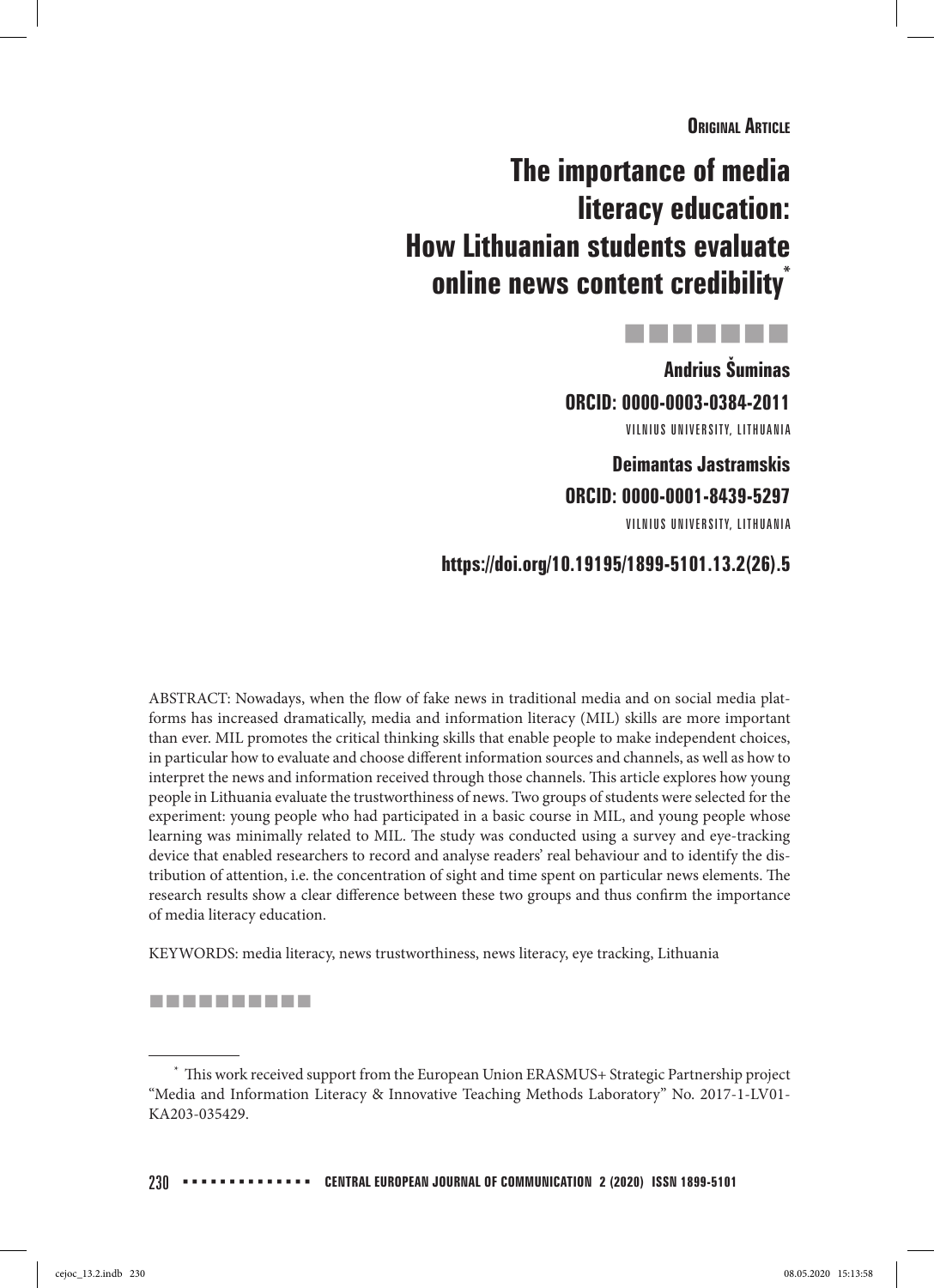Original Article

# The importance of media literacy education: How Lithuanian students evaluate online news content credibility[*]

**Andrius Šuminas**

ORCID: 0000-0003-0384-2011

VILNIUS UNIVERSITY, LITHUANIA

**Deimantas Jastramskis**

ORCID: 0000-0001-8439-5297

VILNIUS UNIVERSITY, LITHUANIA

https://doi.org/10.19195/1899-5101.13.2(26).5

ABSTRACT: Nowadays, when the flow of fake news in traditional media and on social media platforms has increased dramatically, media and information literacy (MIL) skills are more important than ever. MIL promotes the critical thinking skills that enable people to make independent choices, in particular how to evaluate and choose different information sources and channels, as well as how to interpret the news and information received through those channels. This article explores how young people in Lithuania evaluate the trustworthiness of news. Two groups of students were selected for the experiment: young people who had participated in a basic course in MIL, and young people whose learning was minimally related to MIL. The study was conducted using a survey and eye-tracking device that enabled researchers to record and analyse readers' real behaviour and to identify the distribution of attention, i.e. the concentration of sight and time spent on particular news elements. The research results show a clear difference between these two groups and thus confirm the importance of media literacy education.

KEYWORDS: media literacy, news trustworthiness, news literacy, eye tracking, Lithuania

---

[*] This work received support from the European Union ERASMUS+ Strategic Partnership project "Media and Information Literacy & Innovative Teaching Methods Laboratory" No. 2017-1-LV01-KA203-035429.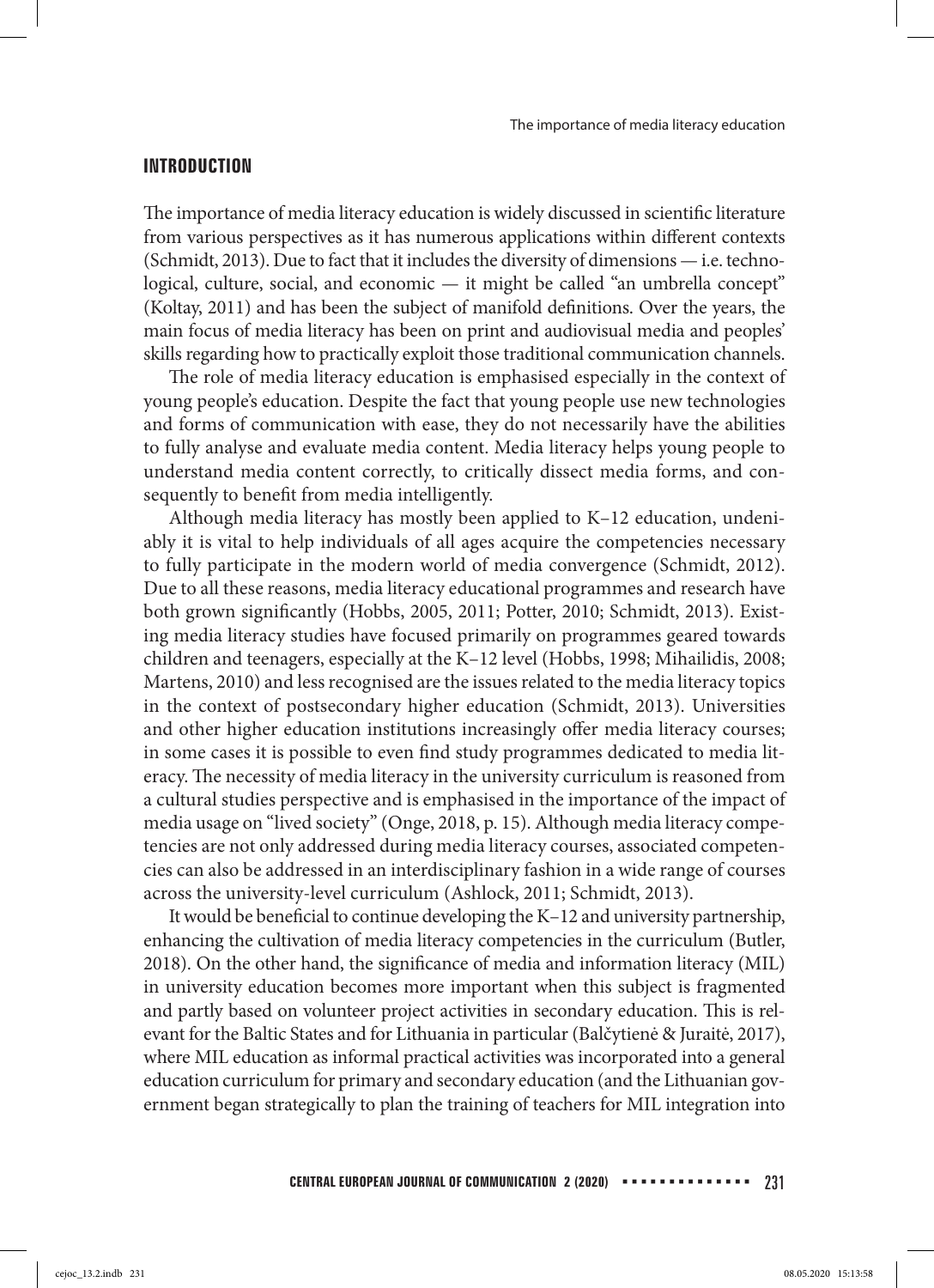## INTRODUCTION

The importance of media literacy education is widely discussed in scientific literature from various perspectives as it has numerous applications within different contexts (Schmidt, 2013). Due to fact that it includes the diversity of dimensions — i.e. technological, culture, social, and economic — it might be called "an umbrella concept" (Koltay, 2011) and has been the subject of manifold definitions. Over the years, the main focus of media literacy has been on print and audiovisual media and peoples' skills regarding how to practically exploit those traditional communication channels.

The role of media literacy education is emphasised especially in the context of young people's education. Despite the fact that young people use new technologies and forms of communication with ease, they do not necessarily have the abilities to fully analyse and evaluate media content. Media literacy helps young people to understand media content correctly, to critically dissect media forms, and consequently to benefit from media intelligently.

Although media literacy has mostly been applied to K–12 education, undeniably it is vital to help individuals of all ages acquire the competencies necessary to fully participate in the modern world of media convergence (Schmidt, 2012). Due to all these reasons, media literacy educational programmes and research have both grown significantly (Hobbs, 2005, 2011; Potter, 2010; Schmidt, 2013). Existing media literacy studies have focused primarily on programmes geared towards children and teenagers, especially at the K–12 level (Hobbs, 1998; Mihailidis, 2008; Martens, 2010) and less recognised are the issues related to the media literacy topics in the context of postsecondary higher education (Schmidt, 2013). Universities and other higher education institutions increasingly offer media literacy courses; in some cases it is possible to even find study programmes dedicated to media literacy. The necessity of media literacy in the university curriculum is reasoned from a cultural studies perspective and is emphasised in the importance of the impact of media usage on "lived society" (Onge, 2018, p. 15). Although media literacy competencies are not only addressed during media literacy courses, associated competencies can also be addressed in an interdisciplinary fashion in a wide range of courses across the university-level curriculum (Ashlock, 2011; Schmidt, 2013).

It would be beneficial to continue developing the K–12 and university partnership, enhancing the cultivation of media literacy competencies in the curriculum (Butler, 2018). On the other hand, the significance of media and information literacy (MIL) in university education becomes more important when this subject is fragmented and partly based on volunteer project activities in secondary education. This is relevant for the Baltic States and for Lithuania in particular (Balčytienė & Juraitė, 2017), where MIL education as informal practical activities was incorporated into a general education curriculum for primary and secondary education (and the Lithuanian government began strategically to plan the training of teachers for MIL integration into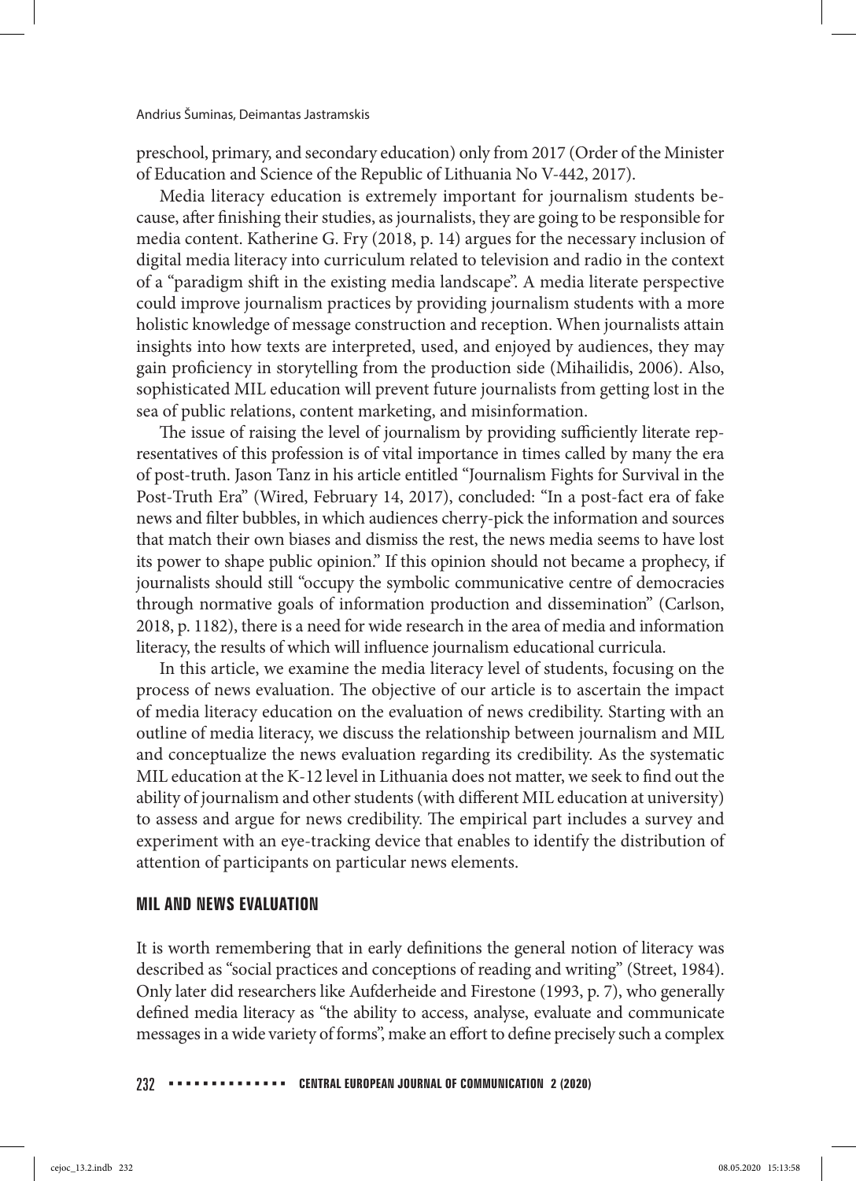preschool, primary, and secondary education) only from 2017 (Order of the Minister of Education and Science of the Republic of Lithuania No V-442, 2017).

Media literacy education is extremely important for journalism students because, after finishing their studies, as journalists, they are going to be responsible for media content. Katherine G. Fry (2018, p. 14) argues for the necessary inclusion of digital media literacy into curriculum related to television and radio in the context of a "paradigm shift in the existing media landscape". A media literate perspective could improve journalism practices by providing journalism students with a more holistic knowledge of message construction and reception. When journalists attain insights into how texts are interpreted, used, and enjoyed by audiences, they may gain proficiency in storytelling from the production side (Mihailidis, 2006). Also, sophisticated MIL education will prevent future journalists from getting lost in the sea of public relations, content marketing, and misinformation.

The issue of raising the level of journalism by providing sufficiently literate representatives of this profession is of vital importance in times called by many the era of post-truth. Jason Tanz in his article entitled "Journalism Fights for Survival in the Post-Truth Era" (Wired, February 14, 2017), concluded: "In a post-fact era of fake news and filter bubbles, in which audiences cherry-pick the information and sources that match their own biases and dismiss the rest, the news media seems to have lost its power to shape public opinion." If this opinion should not became a prophecy, if journalists should still "occupy the symbolic communicative centre of democracies through normative goals of information production and dissemination" (Carlson, 2018, p. 1182), there is a need for wide research in the area of media and information literacy, the results of which will influence journalism educational curricula.

In this article, we examine the media literacy level of students, focusing on the process of news evaluation. The objective of our article is to ascertain the impact of media literacy education on the evaluation of news credibility. Starting with an outline of media literacy, we discuss the relationship between journalism and MIL and conceptualize the news evaluation regarding its credibility. As the systematic MIL education at the K-12 level in Lithuania does not matter, we seek to find out the ability of journalism and other students (with different MIL education at university) to assess and argue for news credibility. The empirical part includes a survey and experiment with an eye-tracking device that enables to identify the distribution of attention of participants on particular news elements.

## MIL AND NEWS EVALUATION

It is worth remembering that in early definitions the general notion of literacy was described as "social practices and conceptions of reading and writing" (Street, 1984). Only later did researchers like Aufderheide and Firestone (1993, p. 7), who generally defined media literacy as "the ability to access, analyse, evaluate and communicate messages in a wide variety of forms", make an effort to define precisely such a complex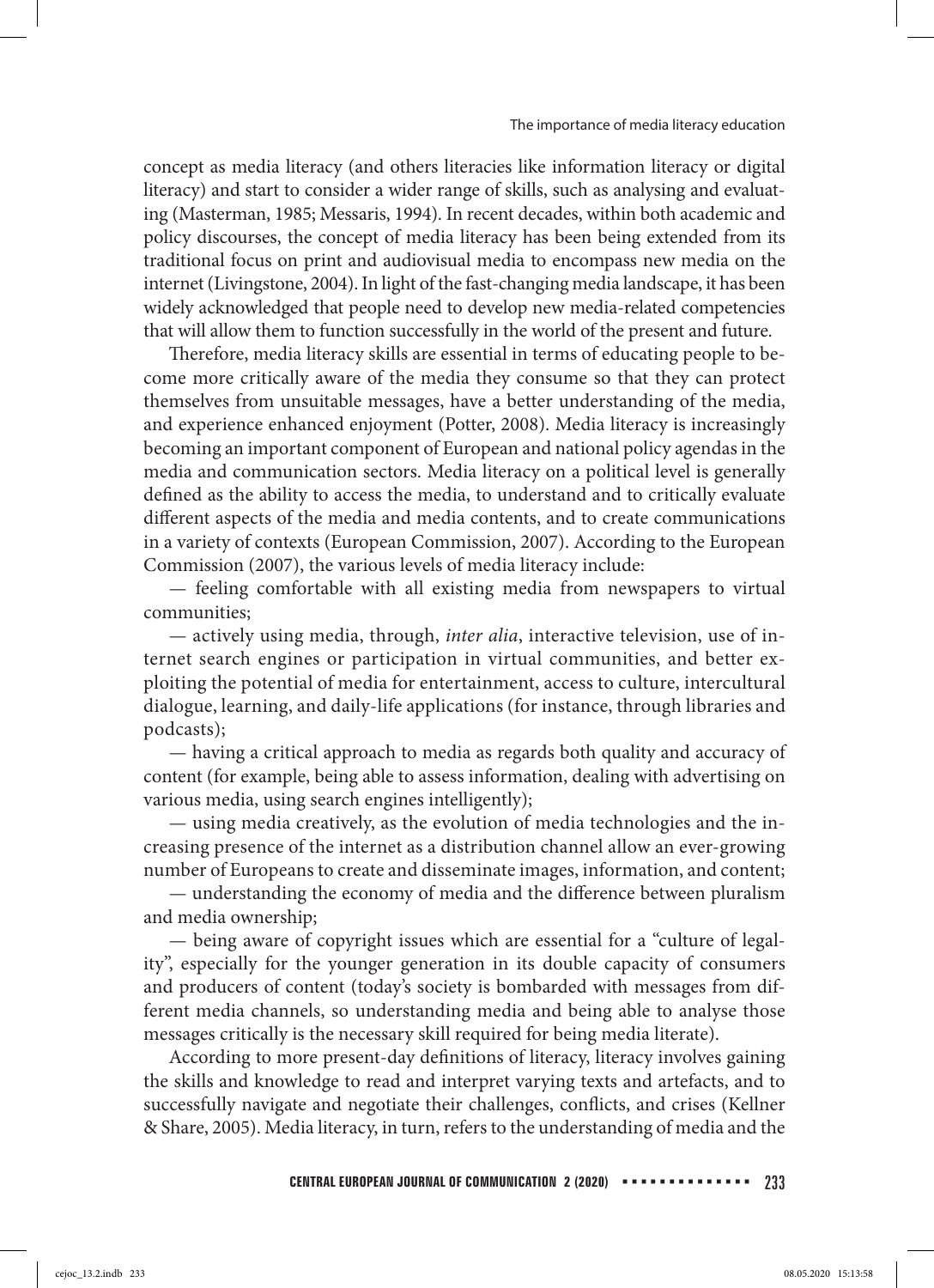concept as media literacy (and others literacies like information literacy or digital literacy) and start to consider a wider range of skills, such as analysing and evaluating (Masterman, 1985; Messaris, 1994). In recent decades, within both academic and policy discourses, the concept of media literacy has been being extended from its traditional focus on print and audiovisual media to encompass new media on the internet (Livingstone, 2004). In light of the fast-changing media landscape, it has been widely acknowledged that people need to develop new media-related competencies that will allow them to function successfully in the world of the present and future.

Therefore, media literacy skills are essential in terms of educating people to become more critically aware of the media they consume so that they can protect themselves from unsuitable messages, have a better understanding of the media, and experience enhanced enjoyment (Potter, 2008). Media literacy is increasingly becoming an important component of European and national policy agendas in the media and communication sectors. Media literacy on a political level is generally defined as the ability to access the media, to understand and to critically evaluate different aspects of the media and media contents, and to create communications in a variety of contexts (European Commission, 2007). According to the European Commission (2007), the various levels of media literacy include:

— feeling comfortable with all existing media from newspapers to virtual communities;

— actively using media, through, *inter alia*, interactive television, use of internet search engines or participation in virtual communities, and better exploiting the potential of media for entertainment, access to culture, intercultural dialogue, learning, and daily-life applications (for instance, through libraries and podcasts);

— having a critical approach to media as regards both quality and accuracy of content (for example, being able to assess information, dealing with advertising on various media, using search engines intelligently);

— using media creatively, as the evolution of media technologies and the increasing presence of the internet as a distribution channel allow an ever-growing number of Europeans to create and disseminate images, information, and content;

— understanding the economy of media and the difference between pluralism and media ownership;

— being aware of copyright issues which are essential for a "culture of legality", especially for the younger generation in its double capacity of consumers and producers of content (today's society is bombarded with messages from different media channels, so understanding media and being able to analyse those messages critically is the necessary skill required for being media literate).

According to more present-day definitions of literacy, literacy involves gaining the skills and knowledge to read and interpret varying texts and artefacts, and to successfully navigate and negotiate their challenges, conflicts, and crises (Kellner & Share, 2005). Media literacy, in turn, refers to the understanding of media and the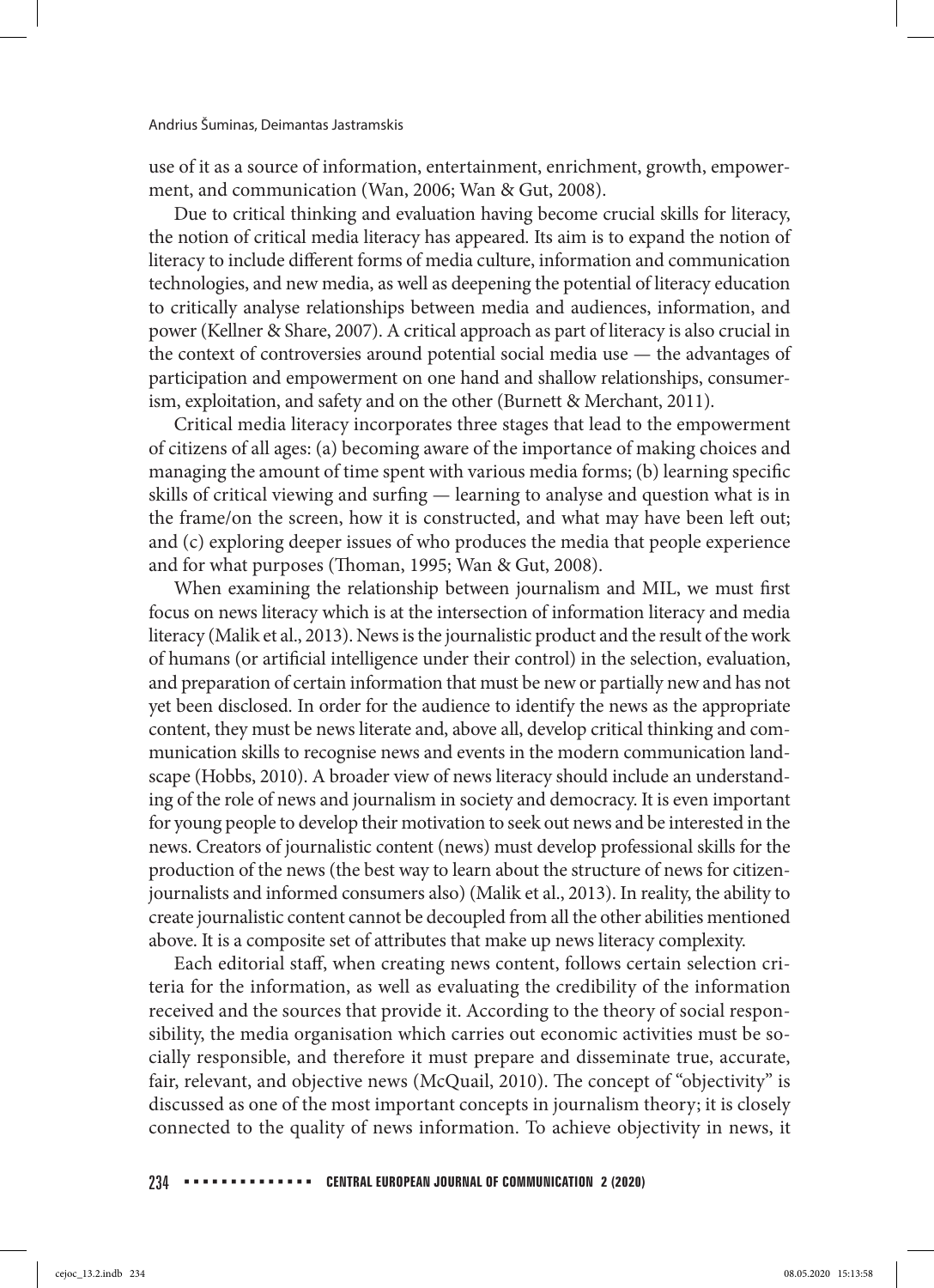use of it as a source of information, entertainment, enrichment, growth, empowerment, and communication (Wan, 2006; Wan & Gut, 2008).

Due to critical thinking and evaluation having become crucial skills for literacy, the notion of critical media literacy has appeared. Its aim is to expand the notion of literacy to include different forms of media culture, information and communication technologies, and new media, as well as deepening the potential of literacy education to critically analyse relationships between media and audiences, information, and power (Kellner & Share, 2007). A critical approach as part of literacy is also crucial in the context of controversies around potential social media use — the advantages of participation and empowerment on one hand and shallow relationships, consumerism, exploitation, and safety and on the other (Burnett & Merchant, 2011).

Critical media literacy incorporates three stages that lead to the empowerment of citizens of all ages: (a) becoming aware of the importance of making choices and managing the amount of time spent with various media forms; (b) learning specific skills of critical viewing and surfing — learning to analyse and question what is in the frame/on the screen, how it is constructed, and what may have been left out; and (c) exploring deeper issues of who produces the media that people experience and for what purposes (Thoman, 1995; Wan & Gut, 2008).

When examining the relationship between journalism and MIL, we must first focus on news literacy which is at the intersection of information literacy and media literacy (Malik et al., 2013). News is the journalistic product and the result of the work of humans (or artificial intelligence under their control) in the selection, evaluation, and preparation of certain information that must be new or partially new and has not yet been disclosed. In order for the audience to identify the news as the appropriate content, they must be news literate and, above all, develop critical thinking and communication skills to recognise news and events in the modern communication landscape (Hobbs, 2010). A broader view of news literacy should include an understanding of the role of news and journalism in society and democracy. It is even important for young people to develop their motivation to seek out news and be interested in the news. Creators of journalistic content (news) must develop professional skills for the production of the news (the best way to learn about the structure of news for citizen-journalists and informed consumers also) (Malik et al., 2013). In reality, the ability to create journalistic content cannot be decoupled from all the other abilities mentioned above. It is a composite set of attributes that make up news literacy complexity.

Each editorial staff, when creating news content, follows certain selection criteria for the information, as well as evaluating the credibility of the information received and the sources that provide it. According to the theory of social responsibility, the media organisation which carries out economic activities must be socially responsible, and therefore it must prepare and disseminate true, accurate, fair, relevant, and objective news (McQuail, 2010). The concept of "objectivity" is discussed as one of the most important concepts in journalism theory; it is closely connected to the quality of news information. To achieve objectivity in news, it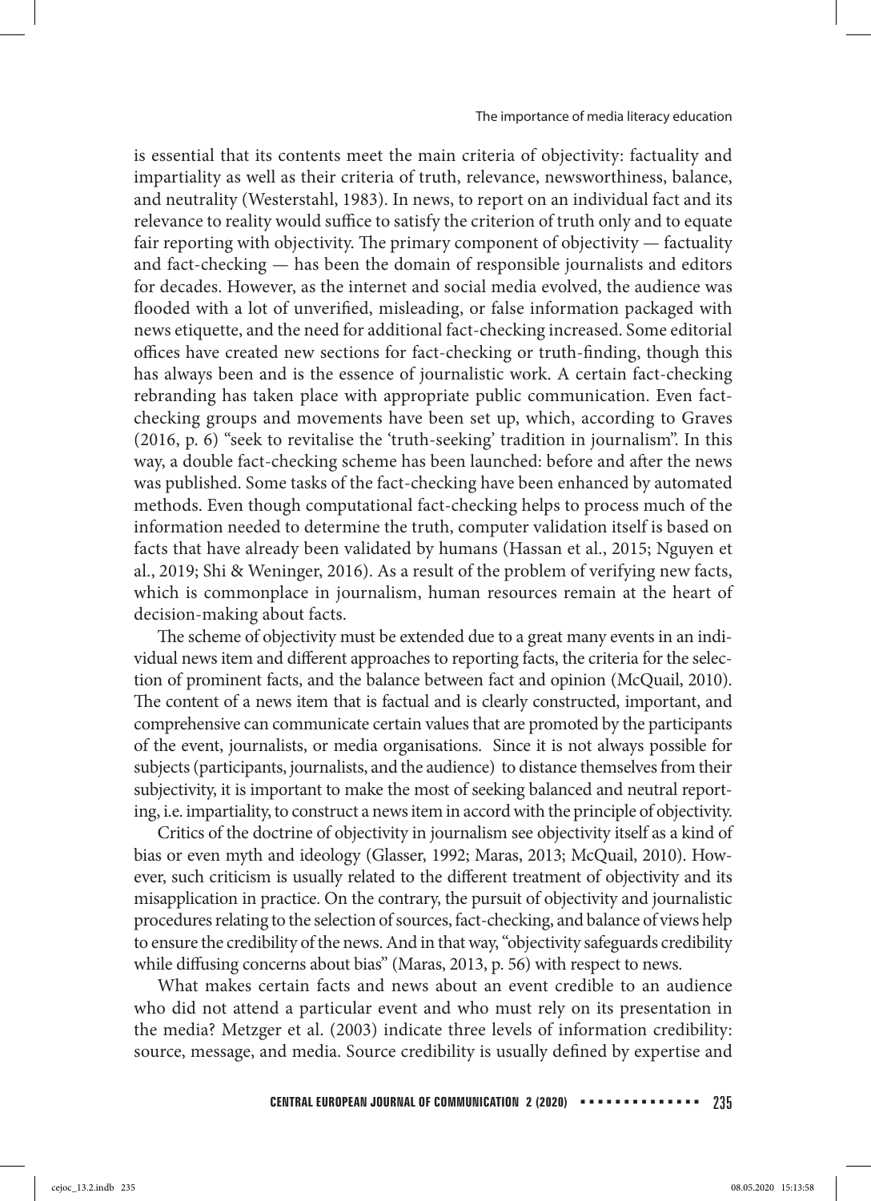is essential that its contents meet the main criteria of objectivity: factuality and impartiality as well as their criteria of truth, relevance, newsworthiness, balance, and neutrality (Westerstahl, 1983). In news, to report on an individual fact and its relevance to reality would suffice to satisfy the criterion of truth only and to equate fair reporting with objectivity. The primary component of objectivity — factuality and fact-checking — has been the domain of responsible journalists and editors for decades. However, as the internet and social media evolved, the audience was flooded with a lot of unverified, misleading, or false information packaged with news etiquette, and the need for additional fact-checking increased. Some editorial offices have created new sections for fact-checking or truth-finding, though this has always been and is the essence of journalistic work. A certain fact-checking rebranding has taken place with appropriate public communication. Even fact-checking groups and movements have been set up, which, according to Graves (2016, p. 6) "seek to revitalise the 'truth-seeking' tradition in journalism". In this way, a double fact-checking scheme has been launched: before and after the news was published. Some tasks of the fact-checking have been enhanced by automated methods. Even though computational fact-checking helps to process much of the information needed to determine the truth, computer validation itself is based on facts that have already been validated by humans (Hassan et al., 2015; Nguyen et al., 2019; Shi & Weninger, 2016). As a result of the problem of verifying new facts, which is commonplace in journalism, human resources remain at the heart of decision-making about facts.

The scheme of objectivity must be extended due to a great many events in an individual news item and different approaches to reporting facts, the criteria for the selection of prominent facts, and the balance between fact and opinion (McQuail, 2010). The content of a news item that is factual and is clearly constructed, important, and comprehensive can communicate certain values that are promoted by the participants of the event, journalists, or media organisations. Since it is not always possible for subjects (participants, journalists, and the audience) to distance themselves from their subjectivity, it is important to make the most of seeking balanced and neutral reporting, i.e. impartiality, to construct a news item in accord with the principle of objectivity.

Critics of the doctrine of objectivity in journalism see objectivity itself as a kind of bias or even myth and ideology (Glasser, 1992; Maras, 2013; McQuail, 2010). However, such criticism is usually related to the different treatment of objectivity and its misapplication in practice. On the contrary, the pursuit of objectivity and journalistic procedures relating to the selection of sources, fact-checking, and balance of views help to ensure the credibility of the news. And in that way, "objectivity safeguards credibility while diffusing concerns about bias" (Maras, 2013, p. 56) with respect to news.

What makes certain facts and news about an event credible to an audience who did not attend a particular event and who must rely on its presentation in the media? Metzger et al. (2003) indicate three levels of information credibility: source, message, and media. Source credibility is usually defined by expertise and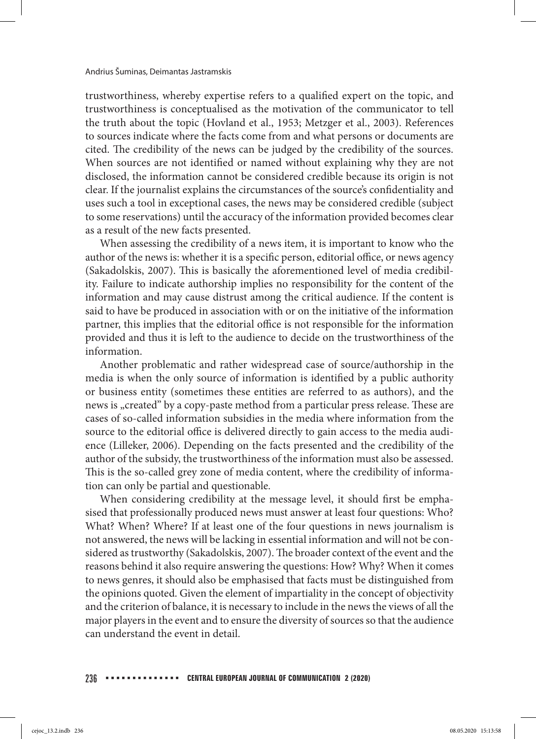trustworthiness, whereby expertise refers to a qualified expert on the topic, and trustworthiness is conceptualised as the motivation of the communicator to tell the truth about the topic (Hovland et al., 1953; Metzger et al., 2003). References to sources indicate where the facts come from and what persons or documents are cited. The credibility of the news can be judged by the credibility of the sources. When sources are not identified or named without explaining why they are not disclosed, the information cannot be considered credible because its origin is not clear. If the journalist explains the circumstances of the source's confidentiality and uses such a tool in exceptional cases, the news may be considered credible (subject to some reservations) until the accuracy of the information provided becomes clear as a result of the new facts presented.

When assessing the credibility of a news item, it is important to know who the author of the news is: whether it is a specific person, editorial office, or news agency (Sakadolskis, 2007). This is basically the aforementioned level of media credibility. Failure to indicate authorship implies no responsibility for the content of the information and may cause distrust among the critical audience. If the content is said to have be produced in association with or on the initiative of the information partner, this implies that the editorial office is not responsible for the information provided and thus it is left to the audience to decide on the trustworthiness of the information.

Another problematic and rather widespread case of source/authorship in the media is when the only source of information is identified by a public authority or business entity (sometimes these entities are referred to as authors), and the news is „created" by a copy-paste method from a particular press release. These are cases of so-called information subsidies in the media where information from the source to the editorial office is delivered directly to gain access to the media audience (Lilleker, 2006). Depending on the facts presented and the credibility of the author of the subsidy, the trustworthiness of the information must also be assessed. This is the so-called grey zone of media content, where the credibility of information can only be partial and questionable.

When considering credibility at the message level, it should first be emphasised that professionally produced news must answer at least four questions: Who? What? When? Where? If at least one of the four questions in news journalism is not answered, the news will be lacking in essential information and will not be considered as trustworthy (Sakadolskis, 2007). The broader context of the event and the reasons behind it also require answering the questions: How? Why? When it comes to news genres, it should also be emphasised that facts must be distinguished from the opinions quoted. Given the element of impartiality in the concept of objectivity and the criterion of balance, it is necessary to include in the news the views of all the major players in the event and to ensure the diversity of sources so that the audience can understand the event in detail.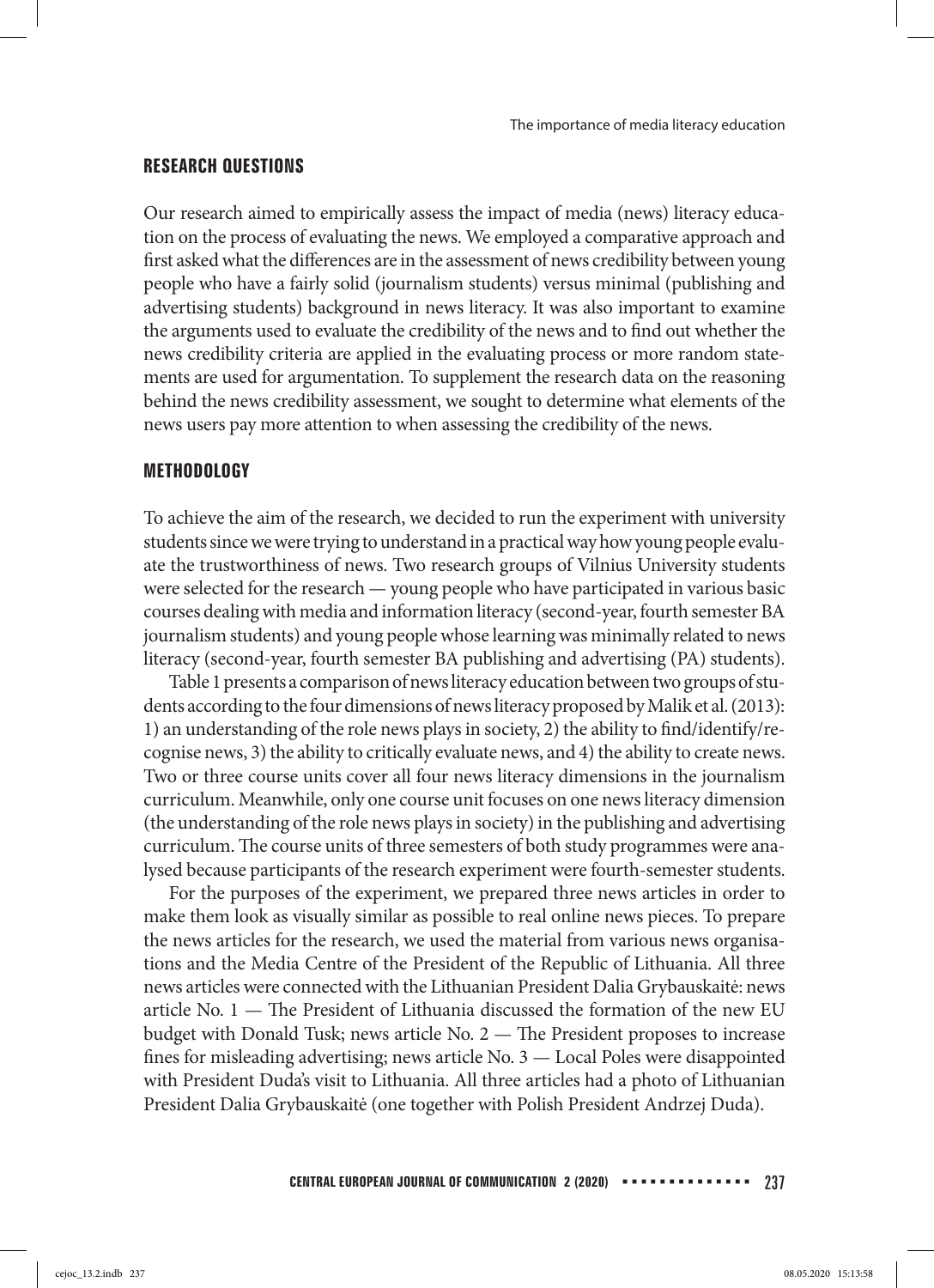## RESEARCH QUESTIONS

Our research aimed to empirically assess the impact of media (news) literacy education on the process of evaluating the news. We employed a comparative approach and first asked what the differences are in the assessment of news credibility between young people who have a fairly solid (journalism students) versus minimal (publishing and advertising students) background in news literacy. It was also important to examine the arguments used to evaluate the credibility of the news and to find out whether the news credibility criteria are applied in the evaluating process or more random statements are used for argumentation. To supplement the research data on the reasoning behind the news credibility assessment, we sought to determine what elements of the news users pay more attention to when assessing the credibility of the news.

## METHODOLOGY

To achieve the aim of the research, we decided to run the experiment with university students since we were trying to understand in a practical way how young people evaluate the trustworthiness of news. Two research groups of Vilnius University students were selected for the research — young people who have participated in various basic courses dealing with media and information literacy (second-year, fourth semester BA journalism students) and young people whose learning was minimally related to news literacy (second-year, fourth semester BA publishing and advertising (PA) students).

Table 1 presents a comparison of news literacy education between two groups of students according to the four dimensions of news literacy proposed by Malik et al. (2013): 1) an understanding of the role news plays in society, 2) the ability to find/identify/recognise news, 3) the ability to critically evaluate news, and 4) the ability to create news. Two or three course units cover all four news literacy dimensions in the journalism curriculum. Meanwhile, only one course unit focuses on one news literacy dimension (the understanding of the role news plays in society) in the publishing and advertising curriculum. The course units of three semesters of both study programmes were analysed because participants of the research experiment were fourth-semester students.

For the purposes of the experiment, we prepared three news articles in order to make them look as visually similar as possible to real online news pieces. To prepare the news articles for the research, we used the material from various news organisations and the Media Centre of the President of the Republic of Lithuania. All three news articles were connected with the Lithuanian President Dalia Grybauskaitė: news article No. 1 — The President of Lithuania discussed the formation of the new EU budget with Donald Tusk; news article No. 2 — The President proposes to increase fines for misleading advertising; news article No. 3 — Local Poles were disappointed with President Duda's visit to Lithuania. All three articles had a photo of Lithuanian President Dalia Grybauskaitė (one together with Polish President Andrzej Duda).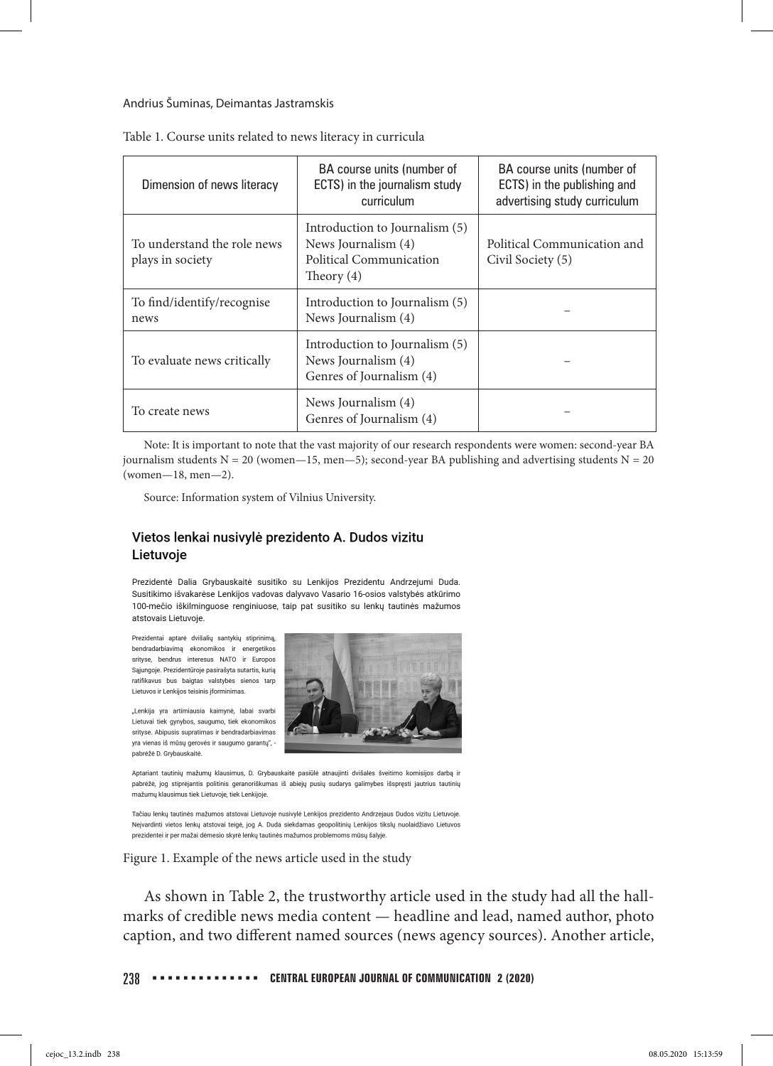Table 1. Course units related to news literacy in curricula

| Dimension of news literacy | BA course units (number of ECTS) in the journalism study curriculum | BA course units (number of ECTS) in the publishing and advertising study curriculum |
|---|---|---|
| To understand the role news plays in society | Introduction to Journalism (5)<br>News Journalism (4)<br>Political Communication Theory (4) | Political Communication and Civil Society (5) |
| To find/identify/recognise news | Introduction to Journalism (5)<br>News Journalism (4) | – |
| To evaluate news critically | Introduction to Journalism (5)<br>News Journalism (4)<br>Genres of Journalism (4) | – |
| To create news | News Journalism (4)<br>Genres of Journalism (4) | – |

Note: It is important to note that the vast majority of our research respondents were women: second-year BA journalism students N = 20 (women—15, men—5); second-year BA publishing and advertising students N = 20 (women—18, men—2).

Source: Information system of Vilnius University.

### Vietos lenkai nusivylė prezidento A. Dudos vizitu Lietuvoje

Prezidentė Dalia Grybauskaitė susitiko su Lenkijos Prezidentu Andrzejumi Duda. Susitikimo išvakarėse Lenkijos vadovas dalyvavo Vasario 16-osios valstybės atkūrimo 100-mečio iškilminguose renginiuose, taip pat susitiko su lenkų tautinės mažumos atstovais Lietuvoje.

Prezidentai aptarė dvišalių santykių stiprinimą, bendradarbiavimą ekonomikos ir energetikos srityse, bendrus interesus NATO ir Europos Sąjungoje. Prezidentūroje pasirašyta sutartis, kurią ratifikavus bus baigtas valstybės sienos tarp Lietuvos ir Lenkijos teisinis įforminimas.

„Lenkija yra artimiausia kaimynė, labai svarbi Lietuvai tiek gynybos, saugumo, tiek ekonomikos srityse. Abipusis supratimas ir bendradarbiavimas yra vienas iš mūsų gerovės ir saugumo garantų", - pabrėžė D. Grybauskaitė.

Aptariant tautinių mažumų klausimus, D. Grybauskaitė pasiūlė atnaujinti dvišalės švietimo komisijos darbą ir pabrėžė, jog stiprėjantis politinis geranoriškumas iš abiejų pusių sudarys galimybes išspręsti jautrius tautinių mažumų klausimus tiek Lietuvoje, tiek Lenkijoje.

Tačiau lenkų tautinės mažumos atstovai Lietuvoje nusivylė Lenkijos prezidento Andrzejaus Dudos vizitu Lietuvoje. Neįvardinti vietos lenkų atstovai teigė, jog A. Duda siekdamas geopolitinių Lenkijos tikslų nuolaidžiavo Lietuvos prezidentei ir per mažai dėmesio skyrė lenkų tautinės mažumos problemoms mūsų šalyje.

Figure 1. Example of the news article used in the study

As shown in Table 2, the trustworthy article used in the study had all the hallmarks of credible news media content — headline and lead, named author, photo caption, and two different named sources (news agency sources). Another article,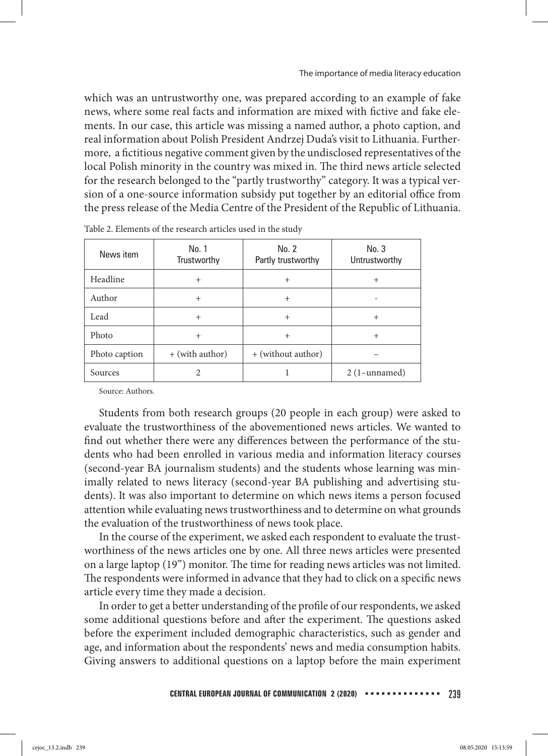which was an untrustworthy one, was prepared according to an example of fake news, where some real facts and information are mixed with fictive and fake elements. In our case, this article was missing a named author, a photo caption, and real information about Polish President Andrzej Duda's visit to Lithuania. Furthermore, a fictitious negative comment given by the undisclosed representatives of the local Polish minority in the country was mixed in. The third news article selected for the research belonged to the "partly trustworthy" category. It was a typical version of a one-source information subsidy put together by an editorial office from the press release of the Media Centre of the President of the Republic of Lithuania.

Table 2. Elements of the research articles used in the study

| News item | No. 1 Trustworthy | No. 2 Partly trustworthy | No. 3 Untrustworthy |
|---|---|---|---|
| Headline | + | + | + |
| Author | + | + | - |
| Lead | + | + | + |
| Photo | + | + | + |
| Photo caption | + (with author) | + (without author) | – |
| Sources | 2 | 1 | 2 (1–unnamed) |

Source: Authors.

Students from both research groups (20 people in each group) were asked to evaluate the trustworthiness of the abovementioned news articles. We wanted to find out whether there were any differences between the performance of the students who had been enrolled in various media and information literacy courses (second-year BA journalism students) and the students whose learning was minimally related to news literacy (second-year BA publishing and advertising students). It was also important to determine on which news items a person focused attention while evaluating news trustworthiness and to determine on what grounds the evaluation of the trustworthiness of news took place.

In the course of the experiment, we asked each respondent to evaluate the trustworthiness of the news articles one by one. All three news articles were presented on a large laptop (19") monitor. The time for reading news articles was not limited. The respondents were informed in advance that they had to click on a specific news article every time they made a decision.

In order to get a better understanding of the profile of our respondents, we asked some additional questions before and after the experiment. The questions asked before the experiment included demographic characteristics, such as gender and age, and information about the respondents' news and media consumption habits. Giving answers to additional questions on a laptop before the main experiment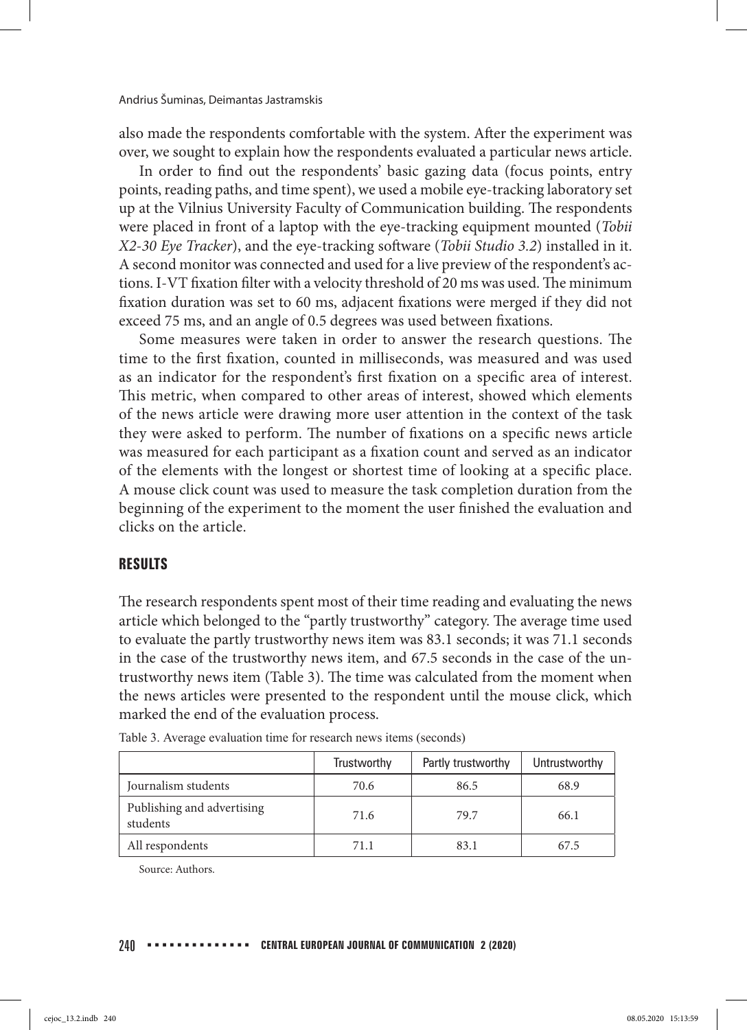also made the respondents comfortable with the system. After the experiment was over, we sought to explain how the respondents evaluated a particular news article.

In order to find out the respondents' basic gazing data (focus points, entry points, reading paths, and time spent), we used a mobile eye-tracking laboratory set up at the Vilnius University Faculty of Communication building. The respondents were placed in front of a laptop with the eye-tracking equipment mounted (*Tobii X2-30 Eye Tracker*), and the eye-tracking software (*Tobii Studio 3.2*) installed in it. A second monitor was connected and used for a live preview of the respondent's actions. I-VT fixation filter with a velocity threshold of 20 ms was used. The minimum fixation duration was set to 60 ms, adjacent fixations were merged if they did not exceed 75 ms, and an angle of 0.5 degrees was used between fixations.

Some measures were taken in order to answer the research questions. The time to the first fixation, counted in milliseconds, was measured and was used as an indicator for the respondent's first fixation on a specific area of interest. This metric, when compared to other areas of interest, showed which elements of the news article were drawing more user attention in the context of the task they were asked to perform. The number of fixations on a specific news article was measured for each participant as a fixation count and served as an indicator of the elements with the longest or shortest time of looking at a specific place. A mouse click count was used to measure the task completion duration from the beginning of the experiment to the moment the user finished the evaluation and clicks on the article.

## RESULTS

The research respondents spent most of their time reading and evaluating the news article which belonged to the "partly trustworthy" category. The average time used to evaluate the partly trustworthy news item was 83.1 seconds; it was 71.1 seconds in the case of the trustworthy news item, and 67.5 seconds in the case of the untrustworthy news item (Table 3). The time was calculated from the moment when the news articles were presented to the respondent until the mouse click, which marked the end of the evaluation process.

Table 3. Average evaluation time for research news items (seconds)

| | Trustworthy | Partly trustworthy | Untrustworthy |
|---|---|---|---|
| Journalism students | 70.6 | 86.5 | 68.9 |
| Publishing and advertising students | 71.6 | 79.7 | 66.1 |
| All respondents | 71.1 | 83.1 | 67.5 |

Source: Authors.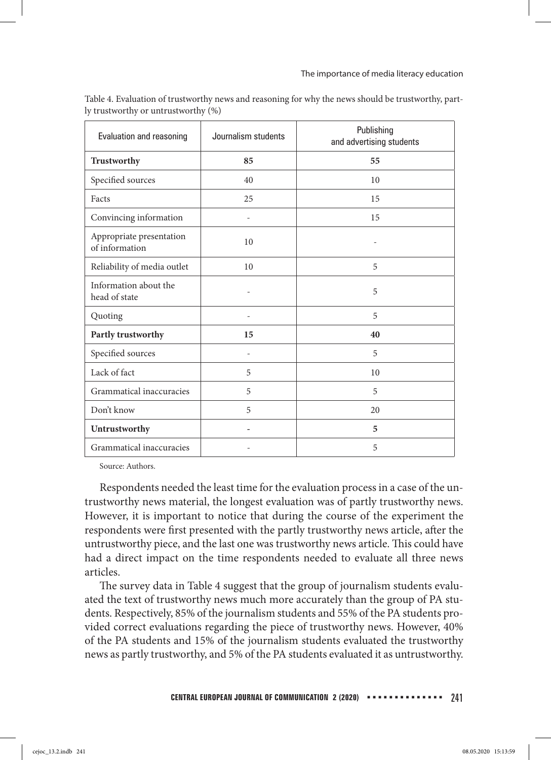Table 4. Evaluation of trustworthy news and reasoning for why the news should be trustworthy, partly trustworthy or untrustworthy (%)

| Evaluation and reasoning | Journalism students | Publishing and advertising students |
|---|---|---|
| **Trustworthy** | **85** | **55** |
| Specified sources | 40 | 10 |
| Facts | 25 | 15 |
| Convincing information | - | 15 |
| Appropriate presentation of information | 10 | - |
| Reliability of media outlet | 10 | 5 |
| Information about the head of state | - | 5 |
| Quoting | - | 5 |
| **Partly trustworthy** | **15** | **40** |
| Specified sources | - | 5 |
| Lack of fact | 5 | 10 |
| Grammatical inaccuracies | 5 | 5 |
| Don't know | 5 | 20 |
| **Untrustworthy** | **-** | **5** |
| Grammatical inaccuracies | - | 5 |

Source: Authors.

Respondents needed the least time for the evaluation process in a case of the untrustworthy news material, the longest evaluation was of partly trustworthy news. However, it is important to notice that during the course of the experiment the respondents were first presented with the partly trustworthy news article, after the untrustworthy piece, and the last one was trustworthy news article. This could have had a direct impact on the time respondents needed to evaluate all three news articles.

The survey data in Table 4 suggest that the group of journalism students evaluated the text of trustworthy news much more accurately than the group of PA students. Respectively, 85% of the journalism students and 55% of the PA students provided correct evaluations regarding the piece of trustworthy news. However, 40% of the PA students and 15% of the journalism students evaluated the trustworthy news as partly trustworthy, and 5% of the PA students evaluated it as untrustworthy.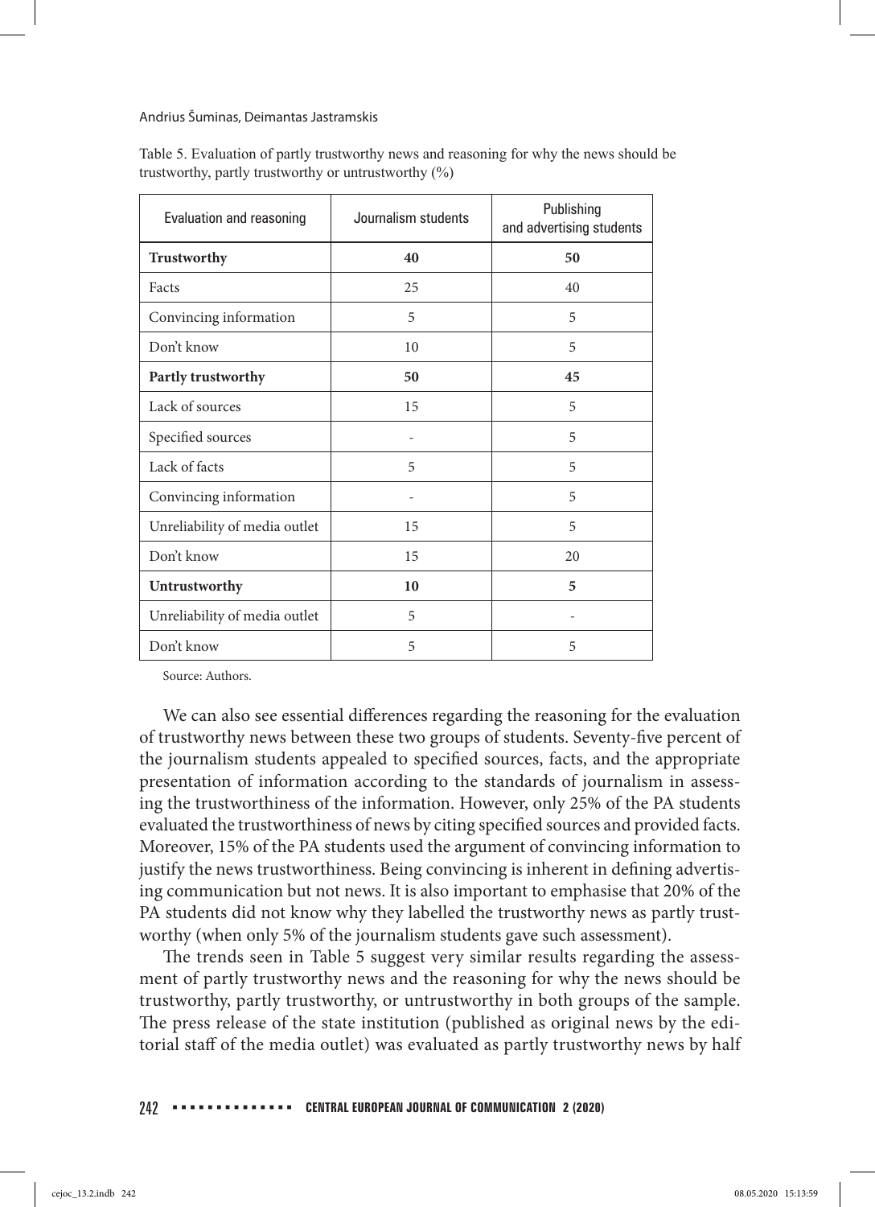Table 5. Evaluation of partly trustworthy news and reasoning for why the news should be trustworthy, partly trustworthy or untrustworthy (%)

| Evaluation and reasoning | Journalism students | Publishing and advertising students |
|---|---|---|
| **Trustworthy** | **40** | **50** |
| Facts | 25 | 40 |
| Convincing information | 5 | 5 |
| Don't know | 10 | 5 |
| **Partly trustworthy** | **50** | **45** |
| Lack of sources | 15 | 5 |
| Specified sources | - | 5 |
| Lack of facts | 5 | 5 |
| Convincing information | - | 5 |
| Unreliability of media outlet | 15 | 5 |
| Don't know | 15 | 20 |
| **Untrustworthy** | **10** | **5** |
| Unreliability of media outlet | 5 | - |
| Don't know | 5 | 5 |

Source: Authors.

We can also see essential differences regarding the reasoning for the evaluation of trustworthy news between these two groups of students. Seventy-five percent of the journalism students appealed to specified sources, facts, and the appropriate presentation of information according to the standards of journalism in assessing the trustworthiness of the information. However, only 25% of the PA students evaluated the trustworthiness of news by citing specified sources and provided facts. Moreover, 15% of the PA students used the argument of convincing information to justify the news trustworthiness. Being convincing is inherent in defining advertising communication but not news. It is also important to emphasise that 20% of the PA students did not know why they labelled the trustworthy news as partly trustworthy (when only 5% of the journalism students gave such assessment).

The trends seen in Table 5 suggest very similar results regarding the assessment of partly trustworthy news and the reasoning for why the news should be trustworthy, partly trustworthy, or untrustworthy in both groups of the sample. The press release of the state institution (published as original news by the editorial staff of the media outlet) was evaluated as partly trustworthy news by half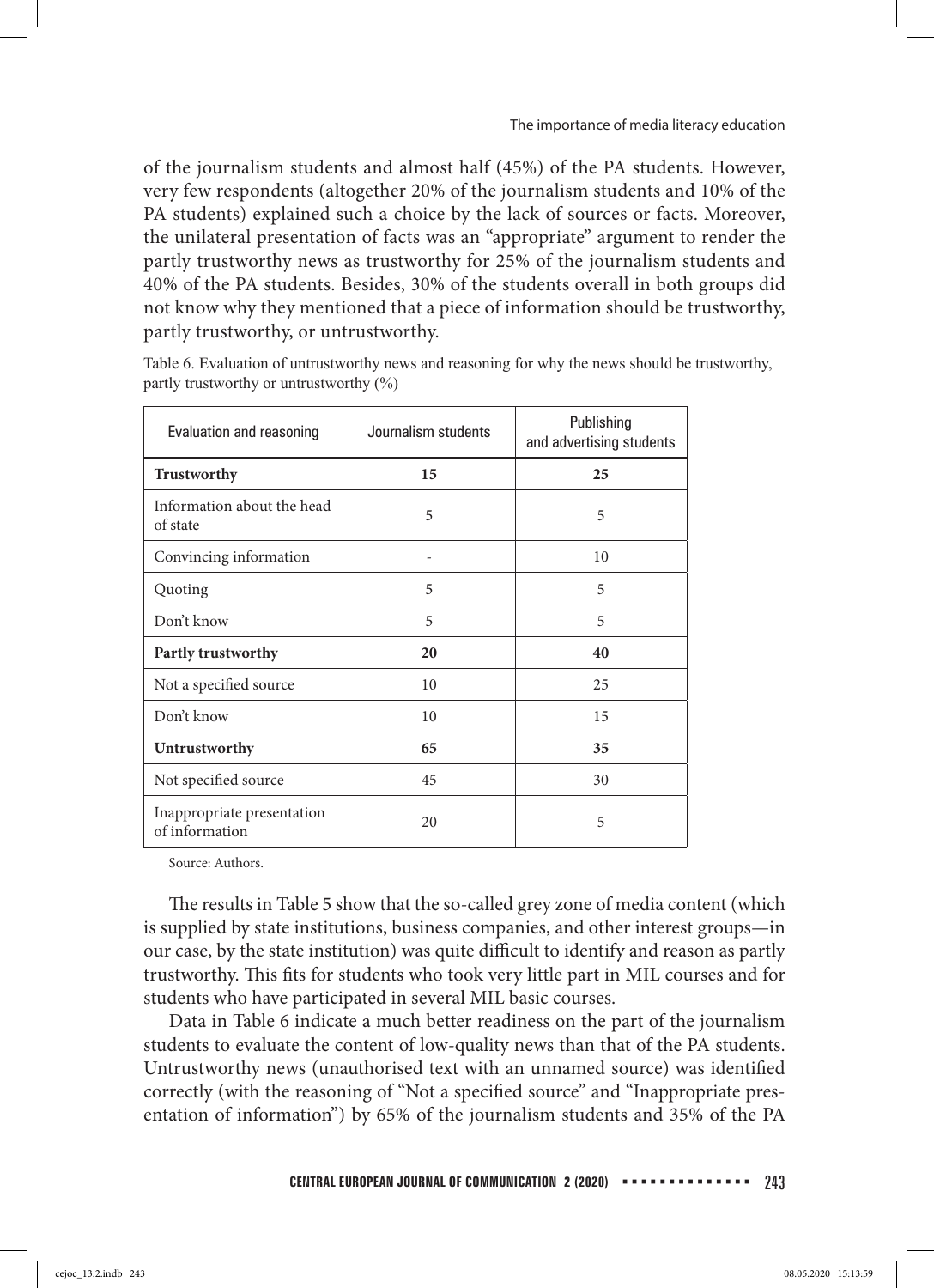of the journalism students and almost half (45%) of the PA students. However, very few respondents (altogether 20% of the journalism students and 10% of the PA students) explained such a choice by the lack of sources or facts. Moreover, the unilateral presentation of facts was an "appropriate" argument to render the partly trustworthy news as trustworthy for 25% of the journalism students and 40% of the PA students. Besides, 30% of the students overall in both groups did not know why they mentioned that a piece of information should be trustworthy, partly trustworthy, or untrustworthy.

Table 6. Evaluation of untrustworthy news and reasoning for why the news should be trustworthy, partly trustworthy or untrustworthy (%)

| Evaluation and reasoning | Journalism students | Publishing and advertising students |
|---|---|---|
| **Trustworthy** | **15** | **25** |
| Information about the head of state | 5 | 5 |
| Convincing information | - | 10 |
| Quoting | 5 | 5 |
| Don't know | 5 | 5 |
| **Partly trustworthy** | **20** | **40** |
| Not a specified source | 10 | 25 |
| Don't know | 10 | 15 |
| **Untrustworthy** | **65** | **35** |
| Not specified source | 45 | 30 |
| Inappropriate presentation of information | 20 | 5 |

Source: Authors.

The results in Table 5 show that the so-called grey zone of media content (which is supplied by state institutions, business companies, and other interest groups—in our case, by the state institution) was quite difficult to identify and reason as partly trustworthy. This fits for students who took very little part in MIL courses and for students who have participated in several MIL basic courses.

Data in Table 6 indicate a much better readiness on the part of the journalism students to evaluate the content of low-quality news than that of the PA students. Untrustworthy news (unauthorised text with an unnamed source) was identified correctly (with the reasoning of "Not a specified source" and "Inappropriate presentation of information") by 65% of the journalism students and 35% of the PA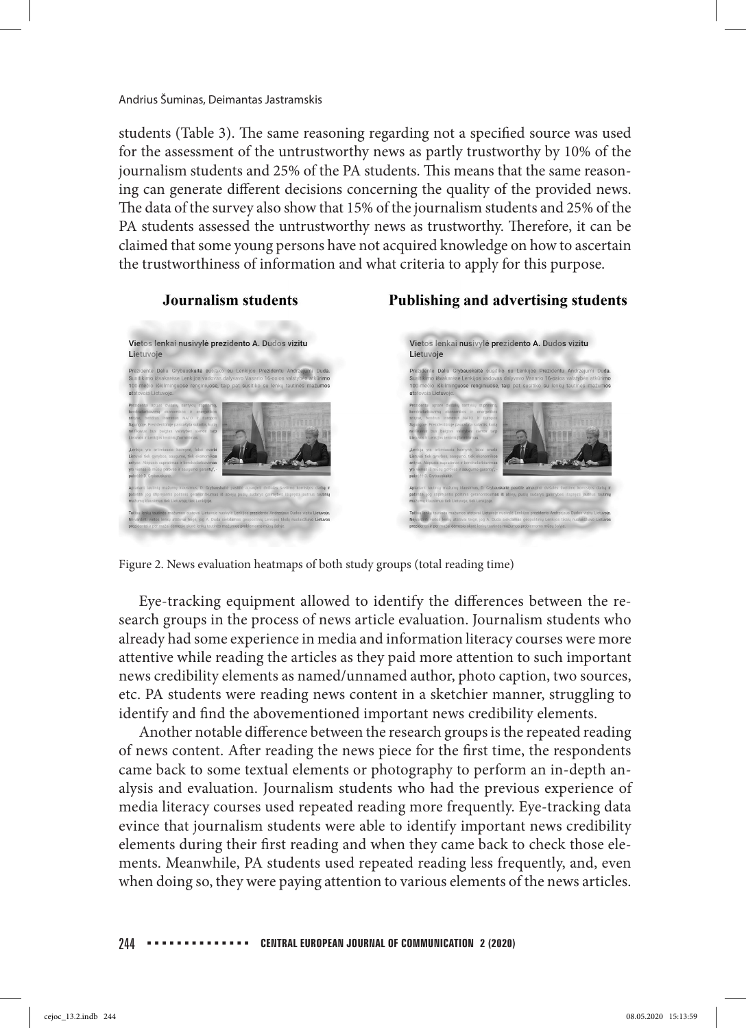students (Table 3). The same reasoning regarding not a specified source was used for the assessment of the untrustworthy news as partly trustworthy by 10% of the journalism students and 25% of the PA students. This means that the same reasoning can generate different decisions concerning the quality of the provided news. The data of the survey also show that 15% of the journalism students and 25% of the PA students assessed the untrustworthy news as trustworthy. Therefore, it can be claimed that some young persons have not acquired knowledge on how to ascertain the trustworthiness of information and what criteria to apply for this purpose.

Figure 2. News evaluation heatmaps of both study groups (total reading time)

Eye-tracking equipment allowed to identify the differences between the research groups in the process of news article evaluation. Journalism students who already had some experience in media and information literacy courses were more attentive while reading the articles as they paid more attention to such important news credibility elements as named/unnamed author, photo caption, two sources, etc. PA students were reading news content in a sketchier manner, struggling to identify and find the abovementioned important news credibility elements.

Another notable difference between the research groups is the repeated reading of news content. After reading the news piece for the first time, the respondents came back to some textual elements or photography to perform an in-depth analysis and evaluation. Journalism students who had the previous experience of media literacy courses used repeated reading more frequently. Eye-tracking data evince that journalism students were able to identify important news credibility elements during their first reading and when they came back to check those elements. Meanwhile, PA students used repeated reading less frequently, and, even when doing so, they were paying attention to various elements of the news articles.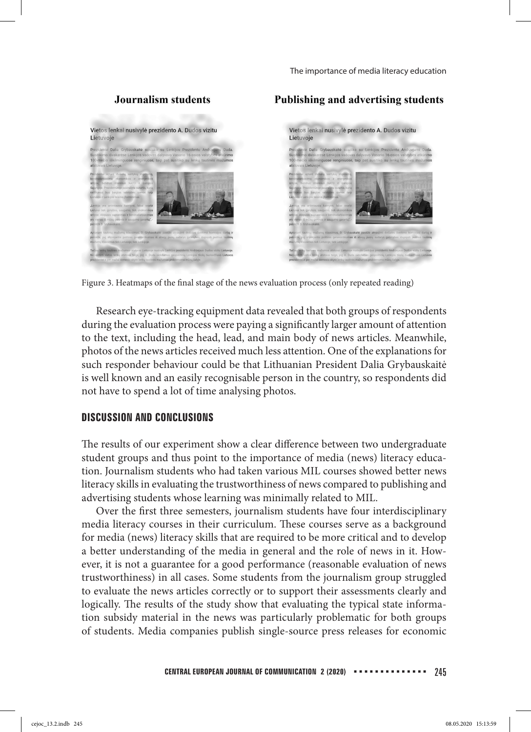**Journalism students** **Publishing and advertising students**

Figure 3. Heatmaps of the final stage of the news evaluation process (only repeated reading)

Research eye-tracking equipment data revealed that both groups of respondents during the evaluation process were paying a significantly larger amount of attention to the text, including the head, lead, and main body of news articles. Meanwhile, photos of the news articles received much less attention. One of the explanations for such responder behaviour could be that Lithuanian President Dalia Grybauskaitė is well known and an easily recognisable person in the country, so respondents did not have to spend a lot of time analysing photos.

## DISCUSSION AND CONCLUSIONS

The results of our experiment show a clear difference between two undergraduate student groups and thus point to the importance of media (news) literacy education. Journalism students who had taken various MIL courses showed better news literacy skills in evaluating the trustworthiness of news compared to publishing and advertising students whose learning was minimally related to MIL.

Over the first three semesters, journalism students have four interdisciplinary media literacy courses in their curriculum. These courses serve as a background for media (news) literacy skills that are required to be more critical and to develop a better understanding of the media in general and the role of news in it. However, it is not a guarantee for a good performance (reasonable evaluation of news trustworthiness) in all cases. Some students from the journalism group struggled to evaluate the news articles correctly or to support their assessments clearly and logically. The results of the study show that evaluating the typical state information subsidy material in the news was particularly problematic for both groups of students. Media companies publish single-source press releases for economic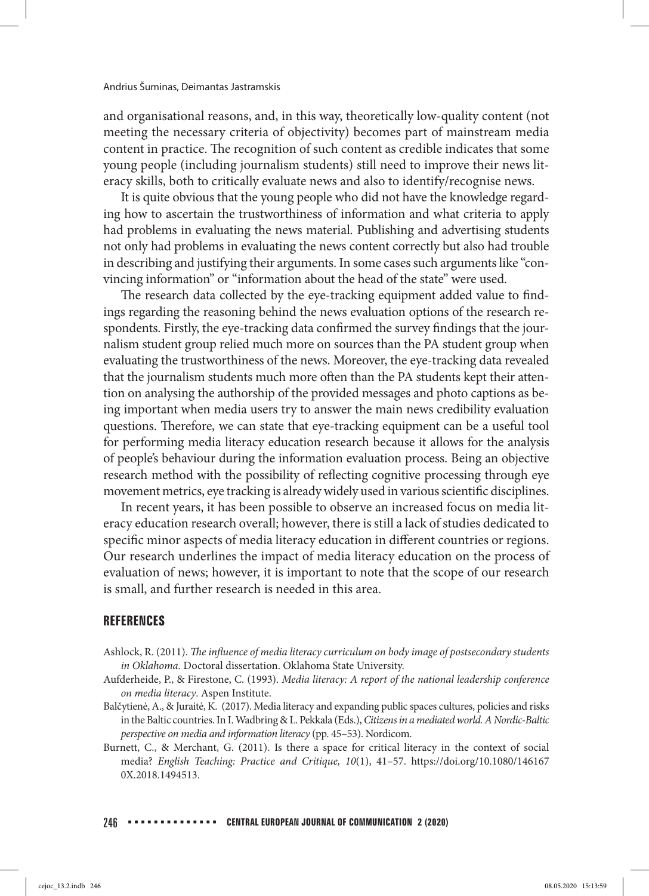and organisational reasons, and, in this way, theoretically low-quality content (not meeting the necessary criteria of objectivity) becomes part of mainstream media content in practice. The recognition of such content as credible indicates that some young people (including journalism students) still need to improve their news literacy skills, both to critically evaluate news and also to identify/recognise news.

It is quite obvious that the young people who did not have the knowledge regarding how to ascertain the trustworthiness of information and what criteria to apply had problems in evaluating the news material. Publishing and advertising students not only had problems in evaluating the news content correctly but also had trouble in describing and justifying their arguments. In some cases such arguments like "convincing information" or "information about the head of the state" were used.

The research data collected by the eye-tracking equipment added value to findings regarding the reasoning behind the news evaluation options of the research respondents. Firstly, the eye-tracking data confirmed the survey findings that the journalism student group relied much more on sources than the PA student group when evaluating the trustworthiness of the news. Moreover, the eye-tracking data revealed that the journalism students much more often than the PA students kept their attention on analysing the authorship of the provided messages and photo captions as being important when media users try to answer the main news credibility evaluation questions. Therefore, we can state that eye-tracking equipment can be a useful tool for performing media literacy education research because it allows for the analysis of people's behaviour during the information evaluation process. Being an objective research method with the possibility of reflecting cognitive processing through eye movement metrics, eye tracking is already widely used in various scientific disciplines.

In recent years, it has been possible to observe an increased focus on media literacy education research overall; however, there is still a lack of studies dedicated to specific minor aspects of media literacy education in different countries or regions. Our research underlines the impact of media literacy education on the process of evaluation of news; however, it is important to note that the scope of our research is small, and further research is needed in this area.

## REFERENCES

Ashlock, R. (2011). *The influence of media literacy curriculum on body image of postsecondary students in Oklahoma.* Doctoral dissertation. Oklahoma State University.

Aufderheide, P., & Firestone, C. (1993). *Media literacy: A report of the national leadership conference on media literacy*. Aspen Institute.

Balčytienė, A., & Juraitė, K. (2017). Media literacy and expanding public spaces cultures, policies and risks in the Baltic countries. In I. Wadbring & L. Pekkala (Eds.), *Citizens in a mediated world. A Nordic-Baltic perspective on media and information literacy* (pp. 45–53). Nordicom.

Burnett, C., & Merchant, G. (2011). Is there a space for critical literacy in the context of social media? *English Teaching: Practice and Critique, 10*(1), 41–57. https://doi.org/10.1080/1461670X.2018.1494513.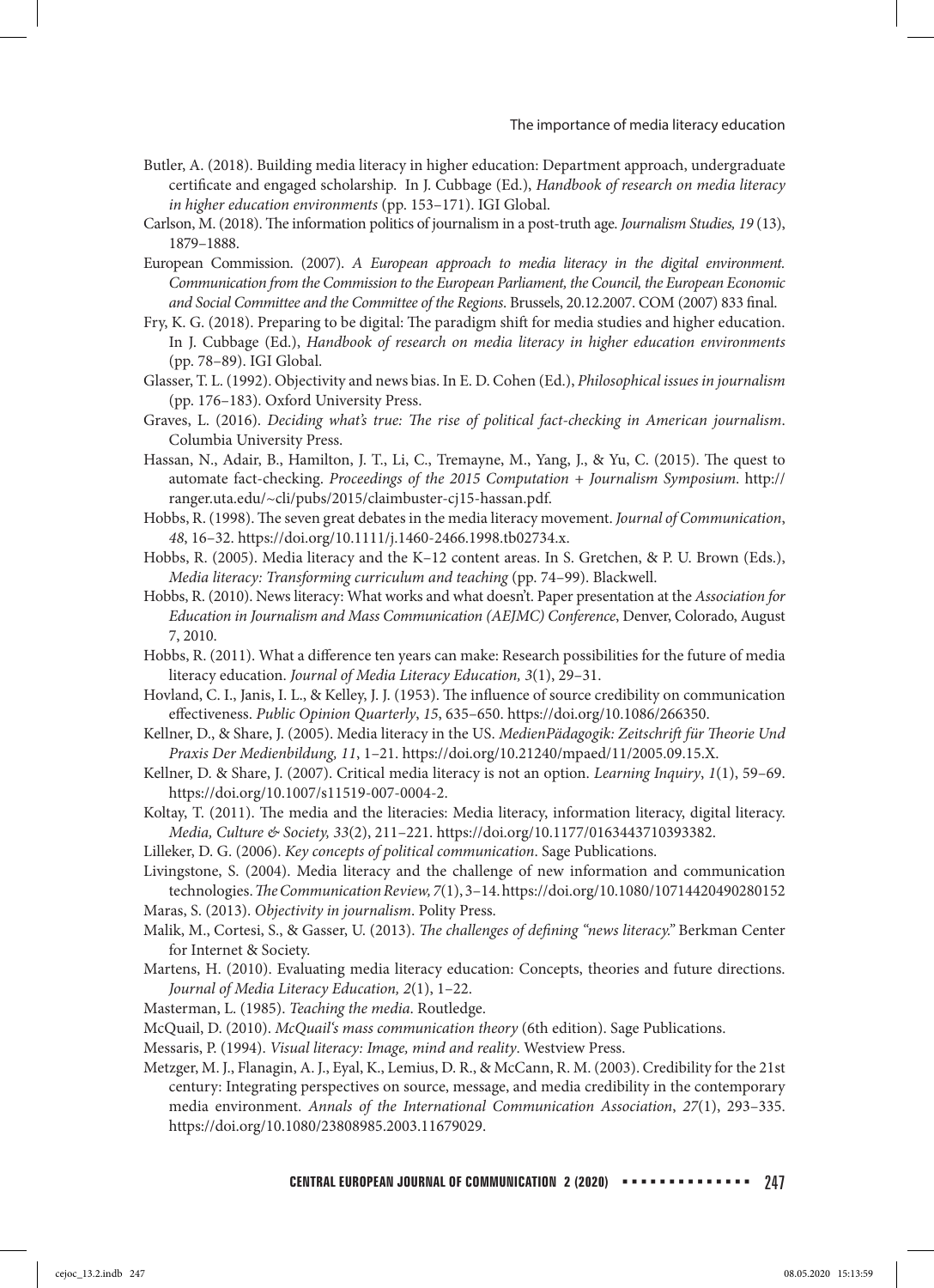Butler, A. (2018). Building media literacy in higher education: Department approach, undergraduate certificate and engaged scholarship. In J. Cubbage (Ed.), *Handbook of research on media literacy in higher education environments* (pp. 153–171). IGI Global.

Carlson, M. (2018). The information politics of journalism in a post-truth age. *Journalism Studies, 19* (13), 1879–1888.

European Commission. (2007). *A European approach to media literacy in the digital environment. Communication from the Commission to the European Parliament, the Council, the European Economic and Social Committee and the Committee of the Regions*. Brussels, 20.12.2007. COM (2007) 833 final.

Fry, K. G. (2018). Preparing to be digital: The paradigm shift for media studies and higher education. In J. Cubbage (Ed.), *Handbook of research on media literacy in higher education environments* (pp. 78–89). IGI Global.

Glasser, T. L. (1992). Objectivity and news bias. In E. D. Cohen (Ed.), *Philosophical issues in journalism* (pp. 176–183). Oxford University Press.

Graves, L. (2016). *Deciding what's true: The rise of political fact-checking in American journalism*. Columbia University Press.

Hassan, N., Adair, B., Hamilton, J. T., Li, C., Tremayne, M., Yang, J., & Yu, C. (2015). The quest to automate fact-checking. *Proceedings of the 2015 Computation + Journalism Symposium*. http://ranger.uta.edu/~cli/pubs/2015/claimbuster-cj15-hassan.pdf.

Hobbs, R. (1998). The seven great debates in the media literacy movement. *Journal of Communication*, *48*, 16–32. https://doi.org/10.1111/j.1460-2466.1998.tb02734.x.

Hobbs, R. (2005). Media literacy and the K–12 content areas. In S. Gretchen, & P. U. Brown (Eds.), *Media literacy: Transforming curriculum and teaching* (pp. 74–99). Blackwell.

Hobbs, R. (2010). News literacy: What works and what doesn't. Paper presentation at the *Association for Education in Journalism and Mass Communication (AEJMC) Conference*, Denver, Colorado, August 7, 2010.

Hobbs, R. (2011). What a difference ten years can make: Research possibilities for the future of media literacy education. *Journal of Media Literacy Education, 3*(1), 29–31.

Hovland, C. I., Janis, I. L., & Kelley, J. J. (1953). The influence of source credibility on communication effectiveness. *Public Opinion Quarterly*, *15*, 635–650. https://doi.org/10.1086/266350.

Kellner, D., & Share, J. (2005). Media literacy in the US. *MedienPädagogik: Zeitschrift für Theorie Und Praxis Der Medienbildung, 11*, 1–21. https://doi.org/10.21240/mpaed/11/2005.09.15.X.

Kellner, D. & Share, J. (2007). Critical media literacy is not an option. *Learning Inquiry*, *1*(1), 59–69. https://doi.org/10.1007/s11519-007-0004-2.

Koltay, T. (2011). The media and the literacies: Media literacy, information literacy, digital literacy. *Media, Culture & Society, 33*(2), 211–221. https://doi.org/10.1177/0163443710393382.

Lilleker, D. G. (2006). *Key concepts of political communication*. Sage Publications.

Livingstone, S. (2004). Media literacy and the challenge of new information and communication technologies. *The Communication Review, 7*(1), 3–14. https://doi.org/10.1080/10714420490280152

Maras, S. (2013). *Objectivity in journalism*. Polity Press.

Malik, M., Cortesi, S., & Gasser, U. (2013). *The challenges of defining "news literacy."* Berkman Center for Internet & Society.

Martens, H. (2010). Evaluating media literacy education: Concepts, theories and future directions. *Journal of Media Literacy Education, 2*(1), 1–22.

Masterman, L. (1985). *Teaching the media*. Routledge.

McQuail, D. (2010). *McQuail's mass communication theory* (6th edition). Sage Publications.

Messaris, P. (1994). *Visual literacy: Image, mind and reality*. Westview Press.

Metzger, M. J., Flanagin, A. J., Eyal, K., Lemius, D. R., & McCann, R. M. (2003). Credibility for the 21st century: Integrating perspectives on source, message, and media credibility in the contemporary media environment. *Annals of the International Communication Association*, *27*(1), 293–335. https://doi.org/10.1080/23808985.2003.11679029.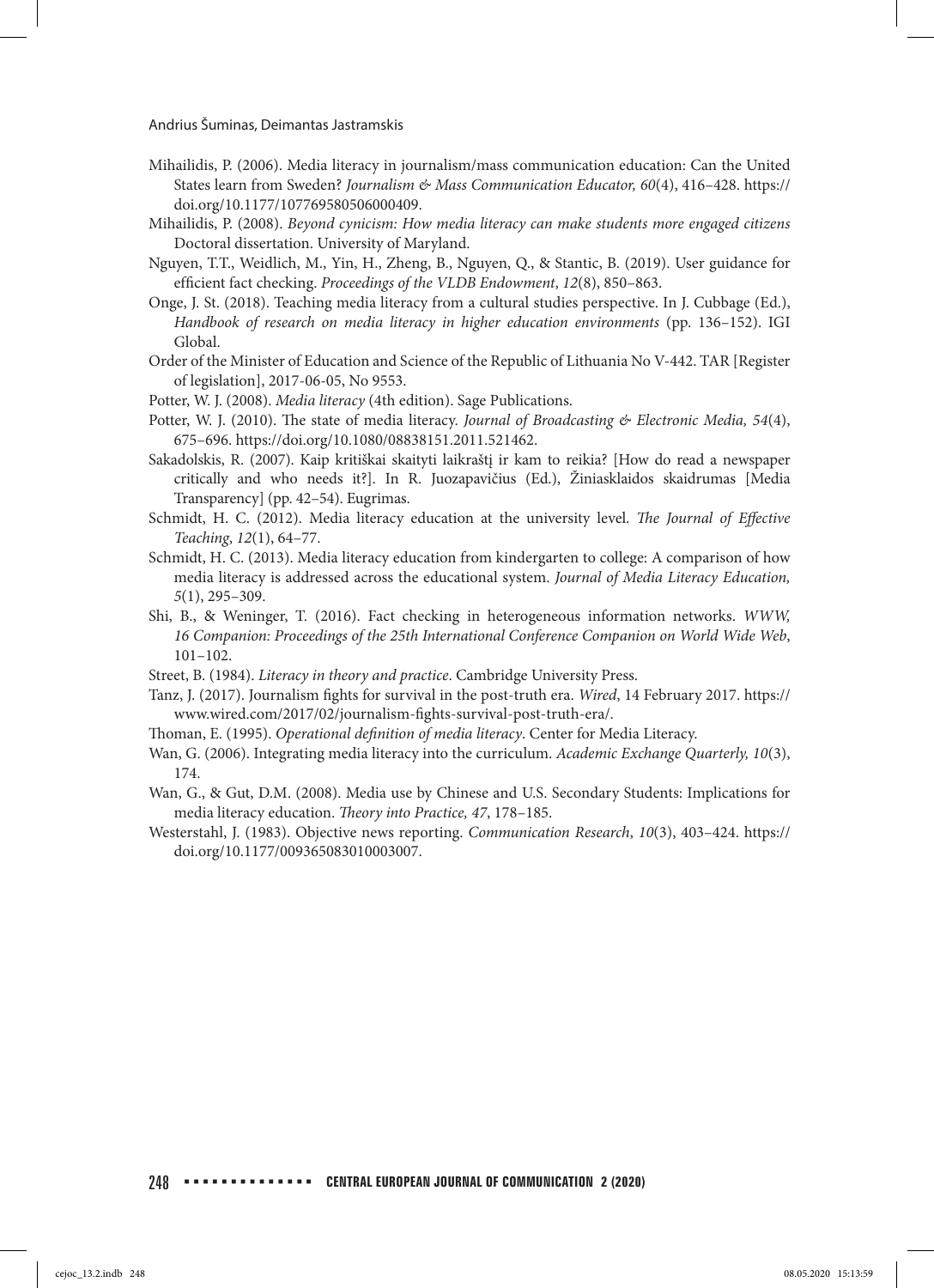Mihailidis, P. (2006). Media literacy in journalism/mass communication education: Can the United States learn from Sweden? *Journalism & Mass Communication Educator, 60*(4), 416–428. https://doi.org/10.1177/107769580506000409.

Mihailidis, P. (2008). *Beyond cynicism: How media literacy can make students more engaged citizens* Doctoral dissertation. University of Maryland.

Nguyen, T.T., Weidlich, M., Yin, H., Zheng, B., Nguyen, Q., & Stantic, B. (2019). User guidance for efficient fact checking. *Proceedings of the VLDB Endowment*, *12*(8), 850–863.

Onge, J. St. (2018). Teaching media literacy from a cultural studies perspective. In J. Cubbage (Ed.), *Handbook of research on media literacy in higher education environments* (pp. 136–152). IGI Global.

Order of the Minister of Education and Science of the Republic of Lithuania No V-442. TAR [Register of legislation], 2017-06-05, No 9553.

Potter, W. J. (2008). *Media literacy* (4th edition). Sage Publications.

Potter, W. J. (2010). The state of media literacy. *Journal of Broadcasting & Electronic Media, 54*(4), 675–696. https://doi.org/10.1080/08838151.2011.521462.

Sakadolskis, R. (2007). Kaip kritiškai skaityti laikraštį ir kam to reikia? [How do read a newspaper critically and who needs it?]. In R. Juozapavičius (Ed.), Žiniasklaidos skaidrumas [Media Transparency] (pp. 42–54). Eugrimas.

Schmidt, H. C. (2012). Media literacy education at the university level. *The Journal of Effective Teaching*, *12*(1), 64–77.

Schmidt, H. C. (2013). Media literacy education from kindergarten to college: A comparison of how media literacy is addressed across the educational system. *Journal of Media Literacy Education, 5*(1), 295–309.

Shi, B., & Weninger, T. (2016). Fact checking in heterogeneous information networks. *WWW, 16 Companion: Proceedings of the 25th International Conference Companion on World Wide Web*, 101–102.

Street, B. (1984). *Literacy in theory and practice*. Cambridge University Press.

Tanz, J. (2017). Journalism fights for survival in the post-truth era. *Wired*, 14 February 2017. https://www.wired.com/2017/02/journalism-fights-survival-post-truth-era/.

Thoman, E. (1995). *Operational definition of media literacy*. Center for Media Literacy.

Wan, G. (2006). Integrating media literacy into the curriculum. *Academic Exchange Quarterly, 10*(3), 174.

Wan, G., & Gut, D.M. (2008). Media use by Chinese and U.S. Secondary Students: Implications for media literacy education. *Theory into Practice, 47*, 178–185.

Westerstahl, J. (1983). Objective news reporting. *Communication Research*, *10*(3), 403–424. https://doi.org/10.1177/009365083010003007.